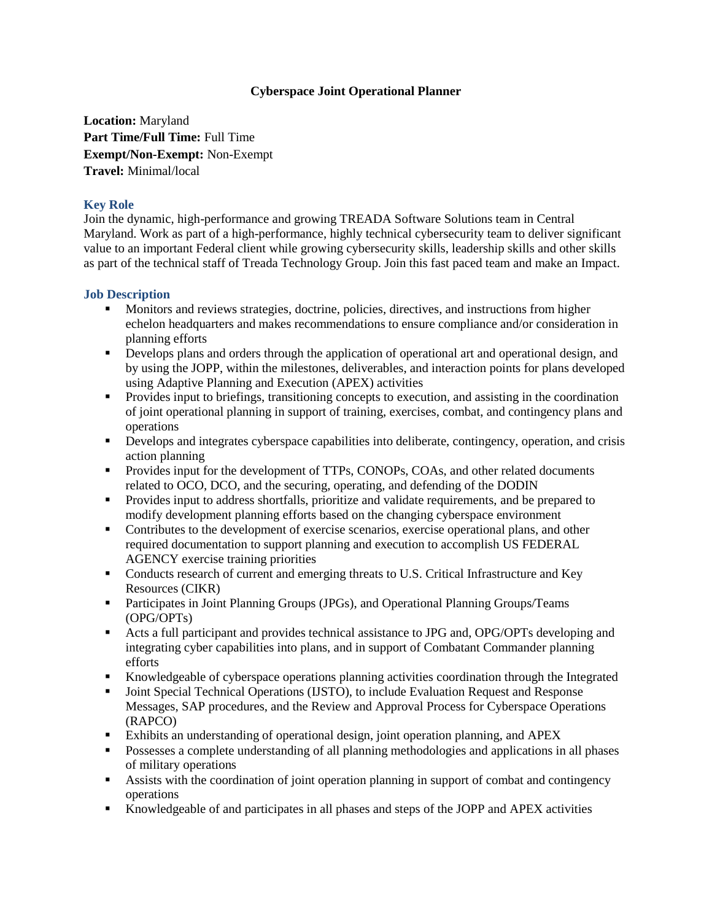# Cyberspace Joint Operational Planner

**Location:** Maryland
**Part Time/Full Time:** Full Time
**Exempt/Non-Exempt:** Non-Exempt
**Travel:** Minimal/local

## Key Role

Join the dynamic, high-performance and growing TREADA Software Solutions team in Central Maryland. Work as part of a high-performance, highly technical cybersecurity team to deliver significant value to an important Federal client while growing cybersecurity skills, leadership skills and other skills as part of the technical staff of Treada Technology Group. Join this fast paced team and make an Impact.

## Job Description

- Monitors and reviews strategies, doctrine, policies, directives, and instructions from higher echelon headquarters and makes recommendations to ensure compliance and/or consideration in planning efforts
- Develops plans and orders through the application of operational art and operational design, and by using the JOPP, within the milestones, deliverables, and interaction points for plans developed using Adaptive Planning and Execution (APEX) activities
- Provides input to briefings, transitioning concepts to execution, and assisting in the coordination of joint operational planning in support of training, exercises, combat, and contingency plans and operations
- Develops and integrates cyberspace capabilities into deliberate, contingency, operation, and crisis action planning
- Provides input for the development of TTPs, CONOPs, COAs, and other related documents related to OCO, DCO, and the securing, operating, and defending of the DODIN
- Provides input to address shortfalls, prioritize and validate requirements, and be prepared to modify development planning efforts based on the changing cyberspace environment
- Contributes to the development of exercise scenarios, exercise operational plans, and other required documentation to support planning and execution to accomplish US FEDERAL AGENCY exercise training priorities
- Conducts research of current and emerging threats to U.S. Critical Infrastructure and Key Resources (CIKR)
- Participates in Joint Planning Groups (JPGs), and Operational Planning Groups/Teams (OPG/OPTs)
- Acts a full participant and provides technical assistance to JPG and, OPG/OPTs developing and integrating cyber capabilities into plans, and in support of Combatant Commander planning efforts
- Knowledgeable of cyberspace operations planning activities coordination through the Integrated
- Joint Special Technical Operations (IJSTO), to include Evaluation Request and Response Messages, SAP procedures, and the Review and Approval Process for Cyberspace Operations (RAPCO)
- Exhibits an understanding of operational design, joint operation planning, and APEX
- Possesses a complete understanding of all planning methodologies and applications in all phases of military operations
- Assists with the coordination of joint operation planning in support of combat and contingency operations
- Knowledgeable of and participates in all phases and steps of the JOPP and APEX activities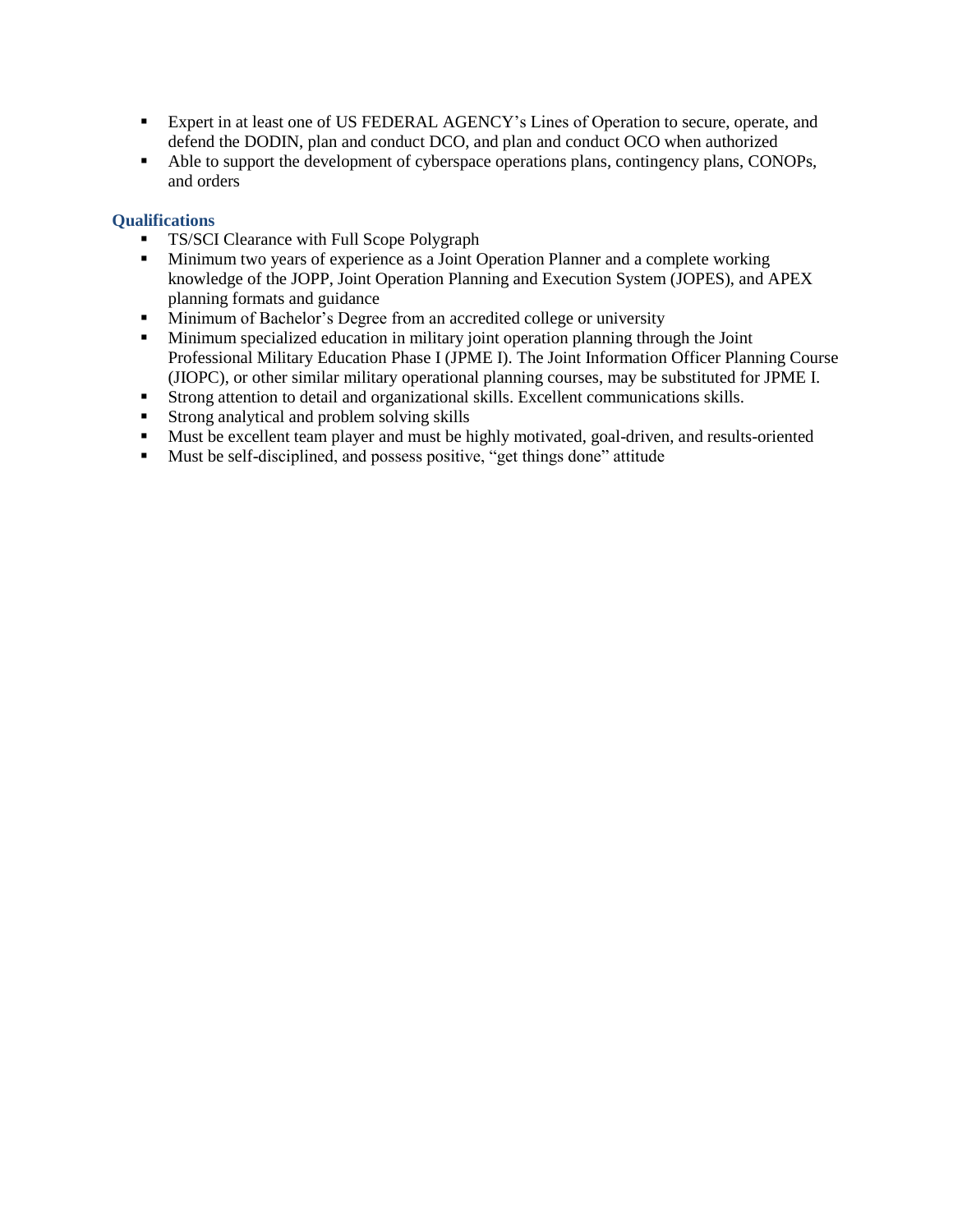- Expert in at least one of US FEDERAL AGENCY's Lines of Operation to secure, operate, and defend the DODIN, plan and conduct DCO, and plan and conduct OCO when authorized
- Able to support the development of cyberspace operations plans, contingency plans, CONOPs, and orders

### Qualifications

- TS/SCI Clearance with Full Scope Polygraph
- Minimum two years of experience as a Joint Operation Planner and a complete working knowledge of the JOPP, Joint Operation Planning and Execution System (JOPES), and APEX planning formats and guidance
- Minimum of Bachelor's Degree from an accredited college or university
- Minimum specialized education in military joint operation planning through the Joint Professional Military Education Phase I (JPME I). The Joint Information Officer Planning Course (JIOPC), or other similar military operational planning courses, may be substituted for JPME I.
- Strong attention to detail and organizational skills. Excellent communications skills.
- Strong analytical and problem solving skills
- Must be excellent team player and must be highly motivated, goal-driven, and results-oriented
- Must be self-disciplined, and possess positive, "get things done" attitude